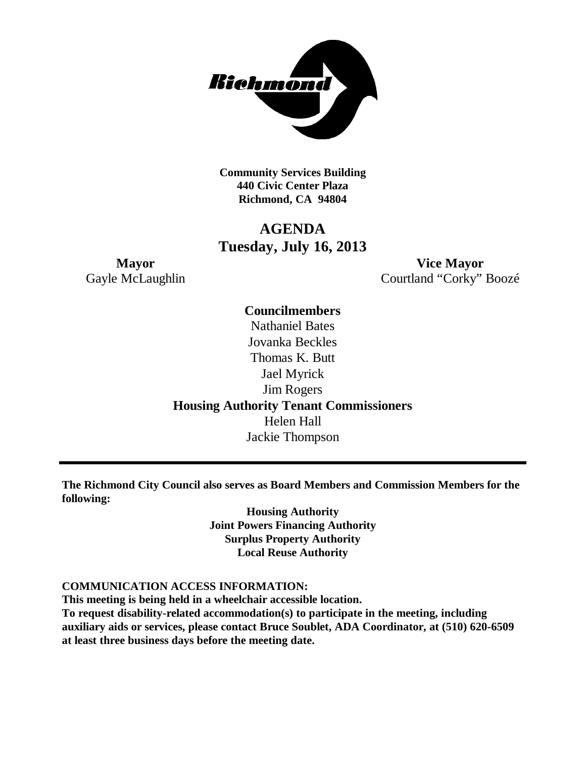**Community Services Building**
**440 Civic Center Plaza**
**Richmond, CA 94804**

# AGENDA
## Tuesday, July 16, 2013

**Mayor**
Gayle McLaughlin

**Vice Mayor**
Courtland "Corky" Boozé

**Councilmembers**
Nathaniel Bates
Jovanka Beckles
Thomas K. Butt
Jael Myrick
Jim Rogers

**Housing Authority Tenant Commissioners**
Helen Hall
Jackie Thompson

---

**The Richmond City Council also serves as Board Members and Commission Members for the following:**

**Housing Authority**
**Joint Powers Financing Authority**
**Surplus Property Authority**
**Local Reuse Authority**

**COMMUNICATION ACCESS INFORMATION:**
**This meeting is being held in a wheelchair accessible location.**
**To request disability-related accommodation(s) to participate in the meeting, including auxiliary aids or services, please contact Bruce Soublet, ADA Coordinator, at (510) 620-6509 at least three business days before the meeting date.**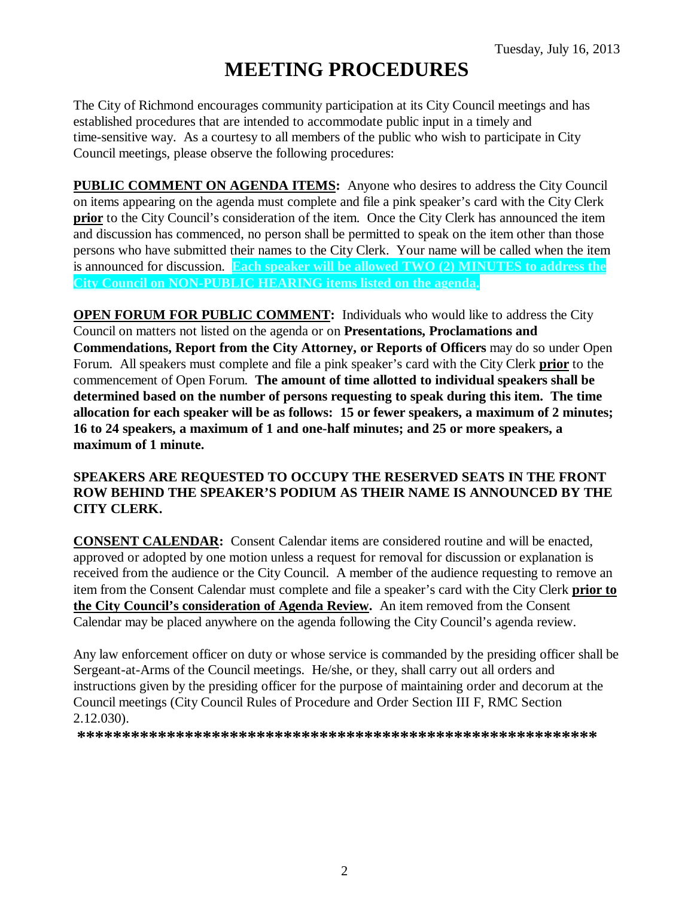Tuesday, July 16, 2013

# MEETING PROCEDURES

The City of Richmond encourages community participation at its City Council meetings and has established procedures that are intended to accommodate public input in a timely and time-sensitive way. As a courtesy to all members of the public who wish to participate in City Council meetings, please observe the following procedures:

**PUBLIC COMMENT ON AGENDA ITEMS:** Anyone who desires to address the City Council on items appearing on the agenda must complete and file a pink speaker's card with the City Clerk **prior** to the City Council's consideration of the item. Once the City Clerk has announced the item and discussion has commenced, no person shall be permitted to speak on the item other than those persons who have submitted their names to the City Clerk. Your name will be called when the item is announced for discussion. **Each speaker will be allowed TWO (2) MINUTES to address the City Council on NON-PUBLIC HEARING items listed on the agenda.**

**OPEN FORUM FOR PUBLIC COMMENT:** Individuals who would like to address the City Council on matters not listed on the agenda or on **Presentations, Proclamations and Commendations, Report from the City Attorney, or Reports of Officers** may do so under Open Forum. All speakers must complete and file a pink speaker's card with the City Clerk **prior** to the commencement of Open Forum. **The amount of time allotted to individual speakers shall be determined based on the number of persons requesting to speak during this item. The time allocation for each speaker will be as follows: 15 or fewer speakers, a maximum of 2 minutes; 16 to 24 speakers, a maximum of 1 and one-half minutes; and 25 or more speakers, a maximum of 1 minute.**

**SPEAKERS ARE REQUESTED TO OCCUPY THE RESERVED SEATS IN THE FRONT ROW BEHIND THE SPEAKER'S PODIUM AS THEIR NAME IS ANNOUNCED BY THE CITY CLERK.**

**CONSENT CALENDAR:** Consent Calendar items are considered routine and will be enacted, approved or adopted by one motion unless a request for removal for discussion or explanation is received from the audience or the City Council. A member of the audience requesting to remove an item from the Consent Calendar must complete and file a speaker's card with the City Clerk **prior to the City Council's consideration of Agenda Review.** An item removed from the Consent Calendar may be placed anywhere on the agenda following the City Council's agenda review.

Any law enforcement officer on duty or whose service is commanded by the presiding officer shall be Sergeant-at-Arms of the Council meetings. He/she, or they, shall carry out all orders and instructions given by the presiding officer for the purpose of maintaining order and decorum at the Council meetings (City Council Rules of Procedure and Order Section III F, RMC Section 2.12.030).

**************************************************************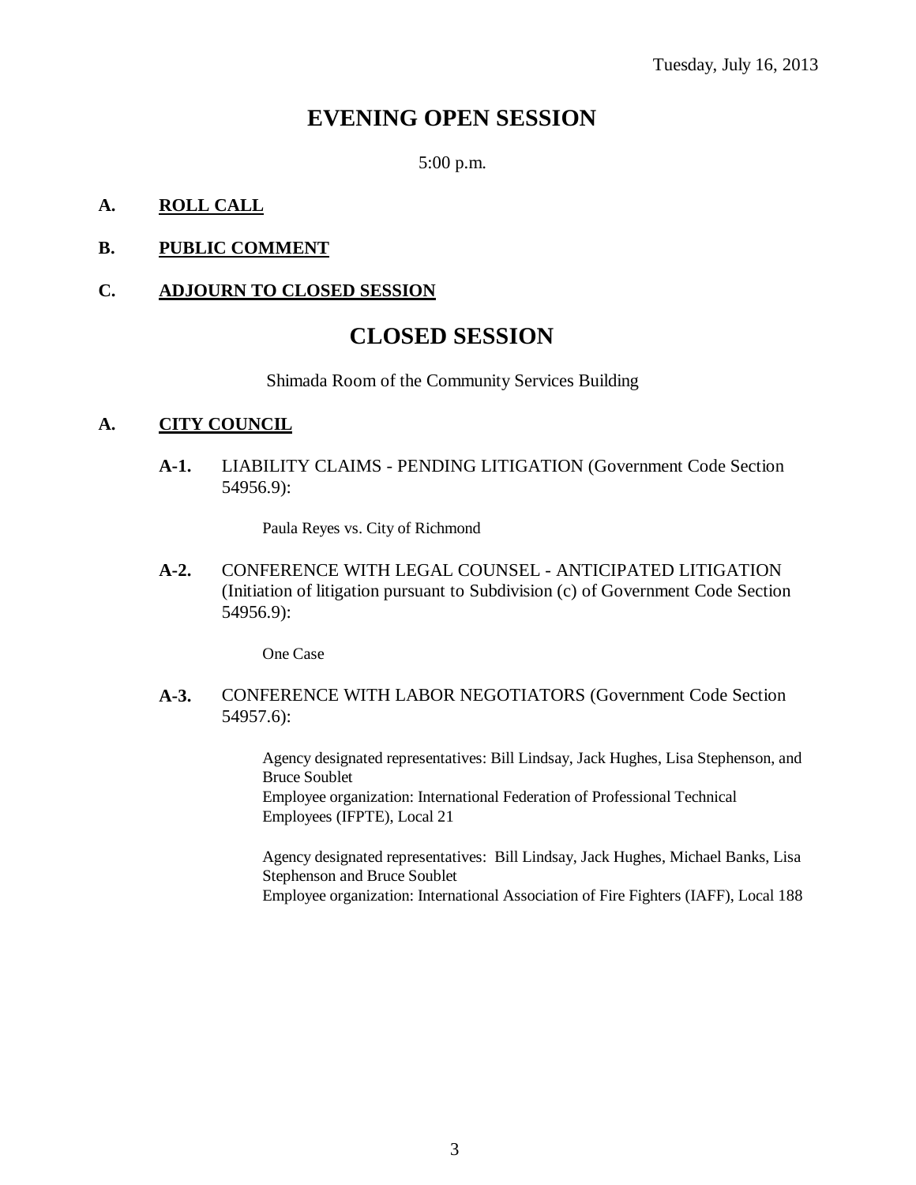Tuesday, July 16, 2013

# EVENING OPEN SESSION

5:00 p.m.

**A. ROLL CALL**

**B. PUBLIC COMMENT**

**C. ADJOURN TO CLOSED SESSION**

# CLOSED SESSION

Shimada Room of the Community Services Building

**A. CITY COUNCIL**

**A-1.** LIABILITY CLAIMS - PENDING LITIGATION (Government Code Section 54956.9):

Paula Reyes vs. City of Richmond

**A-2.** CONFERENCE WITH LEGAL COUNSEL - ANTICIPATED LITIGATION (Initiation of litigation pursuant to Subdivision (c) of Government Code Section 54956.9):

One Case

**A-3.** CONFERENCE WITH LABOR NEGOTIATORS (Government Code Section 54957.6):

Agency designated representatives: Bill Lindsay, Jack Hughes, Lisa Stephenson, and Bruce Soublet
Employee organization: International Federation of Professional Technical Employees (IFPTE), Local 21

Agency designated representatives: Bill Lindsay, Jack Hughes, Michael Banks, Lisa Stephenson and Bruce Soublet
Employee organization: International Association of Fire Fighters (IAFF), Local 188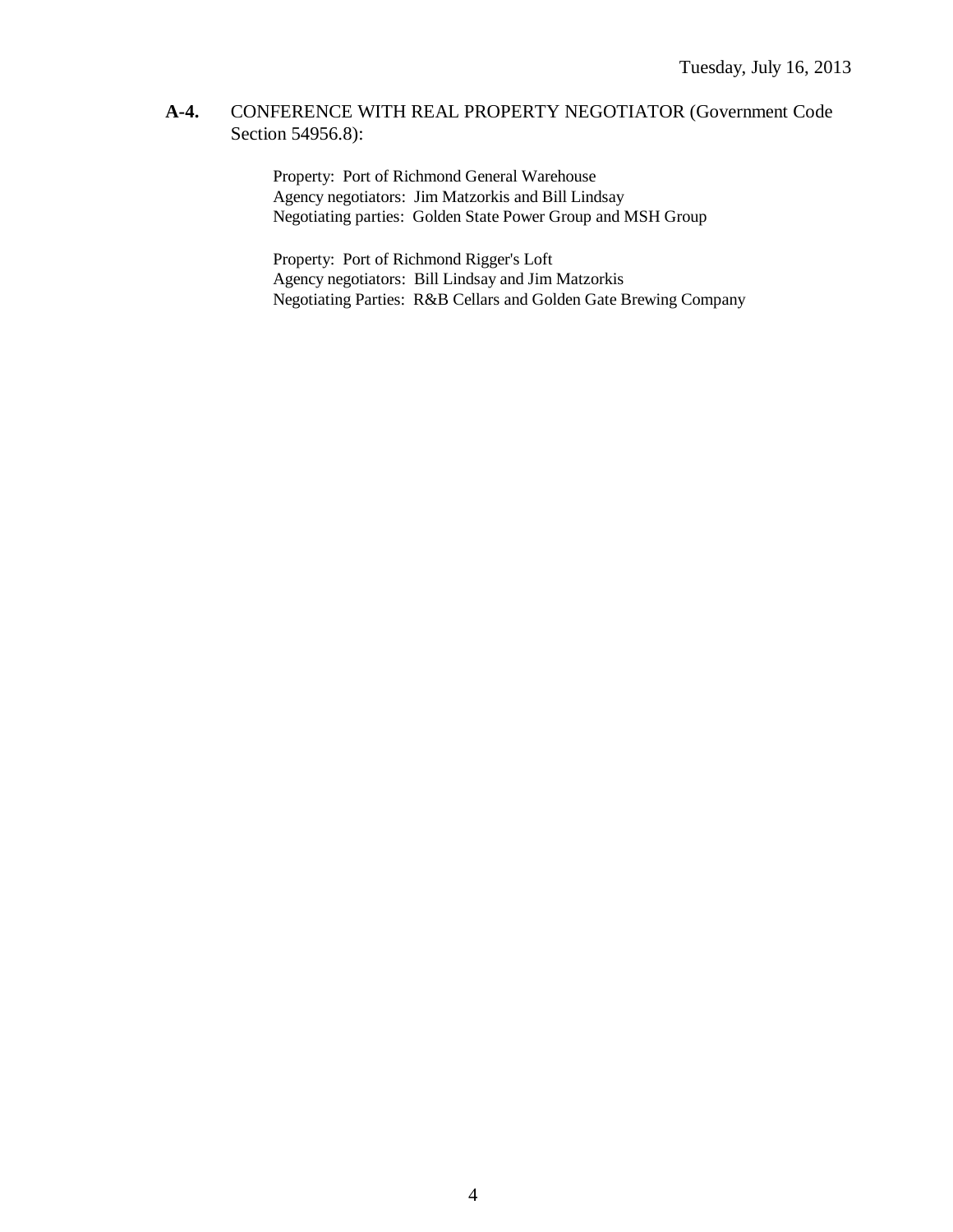**A-4.** CONFERENCE WITH REAL PROPERTY NEGOTIATOR (Government Code Section 54956.8):

Property: Port of Richmond General Warehouse
Agency negotiators: Jim Matzorkis and Bill Lindsay
Negotiating parties: Golden State Power Group and MSH Group

Property: Port of Richmond Rigger's Loft
Agency negotiators: Bill Lindsay and Jim Matzorkis
Negotiating Parties: R&B Cellars and Golden Gate Brewing Company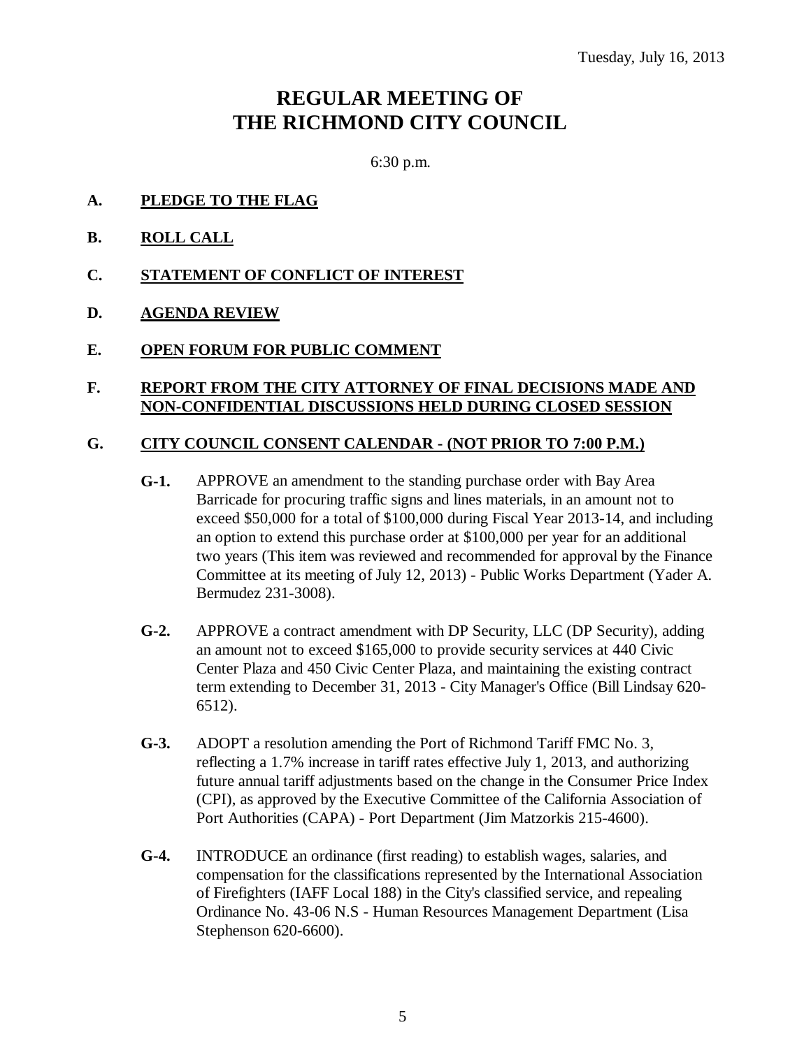Tuesday, July 16, 2013

# REGULAR MEETING OF THE RICHMOND CITY COUNCIL

6:30 p.m.

**A. PLEDGE TO THE FLAG**

**B. ROLL CALL**

**C. STATEMENT OF CONFLICT OF INTEREST**

**D. AGENDA REVIEW**

**E. OPEN FORUM FOR PUBLIC COMMENT**

**F. REPORT FROM THE CITY ATTORNEY OF FINAL DECISIONS MADE AND NON-CONFIDENTIAL DISCUSSIONS HELD DURING CLOSED SESSION**

**G. CITY COUNCIL CONSENT CALENDAR - (NOT PRIOR TO 7:00 P.M.)**

**G-1.** APPROVE an amendment to the standing purchase order with Bay Area Barricade for procuring traffic signs and lines materials, in an amount not to exceed $50,000 for a total of $100,000 during Fiscal Year 2013-14, and including an option to extend this purchase order at $100,000 per year for an additional two years (This item was reviewed and recommended for approval by the Finance Committee at its meeting of July 12, 2013) - Public Works Department (Yader A. Bermudez 231-3008).

**G-2.** APPROVE a contract amendment with DP Security, LLC (DP Security), adding an amount not to exceed $165,000 to provide security services at 440 Civic Center Plaza and 450 Civic Center Plaza, and maintaining the existing contract term extending to December 31, 2013 - City Manager's Office (Bill Lindsay 620-6512).

**G-3.** ADOPT a resolution amending the Port of Richmond Tariff FMC No. 3, reflecting a 1.7% increase in tariff rates effective July 1, 2013, and authorizing future annual tariff adjustments based on the change in the Consumer Price Index (CPI), as approved by the Executive Committee of the California Association of Port Authorities (CAPA) - Port Department (Jim Matzorkis 215-4600).

**G-4.** INTRODUCE an ordinance (first reading) to establish wages, salaries, and compensation for the classifications represented by the International Association of Firefighters (IAFF Local 188) in the City's classified service, and repealing Ordinance No. 43-06 N.S - Human Resources Management Department (Lisa Stephenson 620-6600).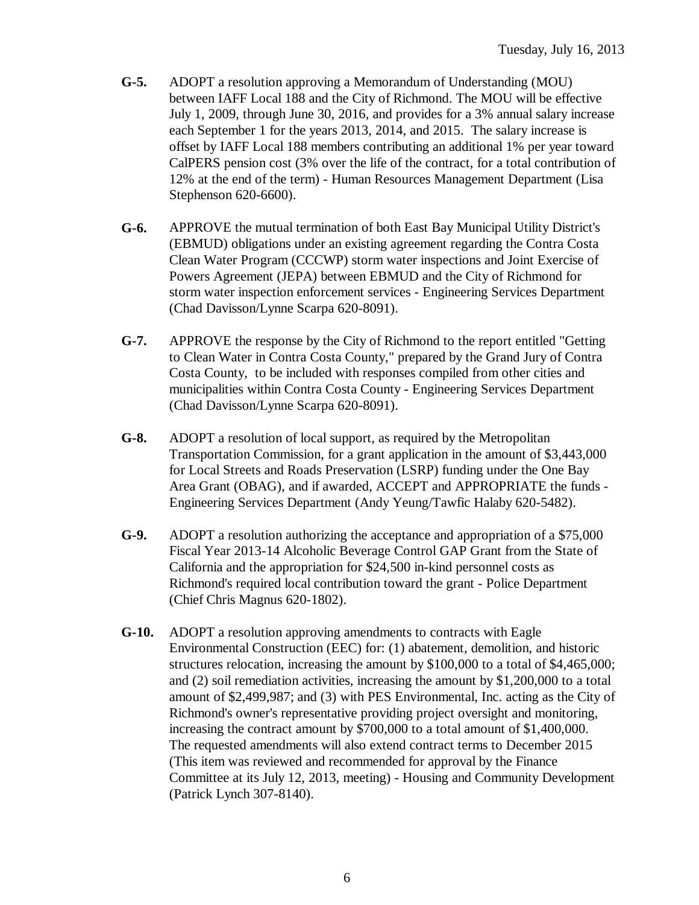**G-5.** ADOPT a resolution approving a Memorandum of Understanding (MOU) between IAFF Local 188 and the City of Richmond. The MOU will be effective July 1, 2009, through June 30, 2016, and provides for a 3% annual salary increase each September 1 for the years 2013, 2014, and 2015. The salary increase is offset by IAFF Local 188 members contributing an additional 1% per year toward CalPERS pension cost (3% over the life of the contract, for a total contribution of 12% at the end of the term) - Human Resources Management Department (Lisa Stephenson 620-6600).

**G-6.** APPROVE the mutual termination of both East Bay Municipal Utility District's (EBMUD) obligations under an existing agreement regarding the Contra Costa Clean Water Program (CCCWP) storm water inspections and Joint Exercise of Powers Agreement (JEPA) between EBMUD and the City of Richmond for storm water inspection enforcement services - Engineering Services Department (Chad Davisson/Lynne Scarpa 620-8091).

**G-7.** APPROVE the response by the City of Richmond to the report entitled "Getting to Clean Water in Contra Costa County," prepared by the Grand Jury of Contra Costa County, to be included with responses compiled from other cities and municipalities within Contra Costa County - Engineering Services Department (Chad Davisson/Lynne Scarpa 620-8091).

**G-8.** ADOPT a resolution of local support, as required by the Metropolitan Transportation Commission, for a grant application in the amount of $3,443,000 for Local Streets and Roads Preservation (LSRP) funding under the One Bay Area Grant (OBAG), and if awarded, ACCEPT and APPROPRIATE the funds - Engineering Services Department (Andy Yeung/Tawfic Halaby 620-5482).

**G-9.** ADOPT a resolution authorizing the acceptance and appropriation of a $75,000 Fiscal Year 2013-14 Alcoholic Beverage Control GAP Grant from the State of California and the appropriation for $24,500 in-kind personnel costs as Richmond's required local contribution toward the grant - Police Department (Chief Chris Magnus 620-1802).

**G-10.** ADOPT a resolution approving amendments to contracts with Eagle Environmental Construction (EEC) for: (1) abatement, demolition, and historic structures relocation, increasing the amount by $100,000 to a total of $4,465,000; and (2) soil remediation activities, increasing the amount by $1,200,000 to a total amount of $2,499,987; and (3) with PES Environmental, Inc. acting as the City of Richmond's owner's representative providing project oversight and monitoring, increasing the contract amount by $700,000 to a total amount of $1,400,000. The requested amendments will also extend contract terms to December 2015 (This item was reviewed and recommended for approval by the Finance Committee at its July 12, 2013, meeting) - Housing and Community Development (Patrick Lynch 307-8140).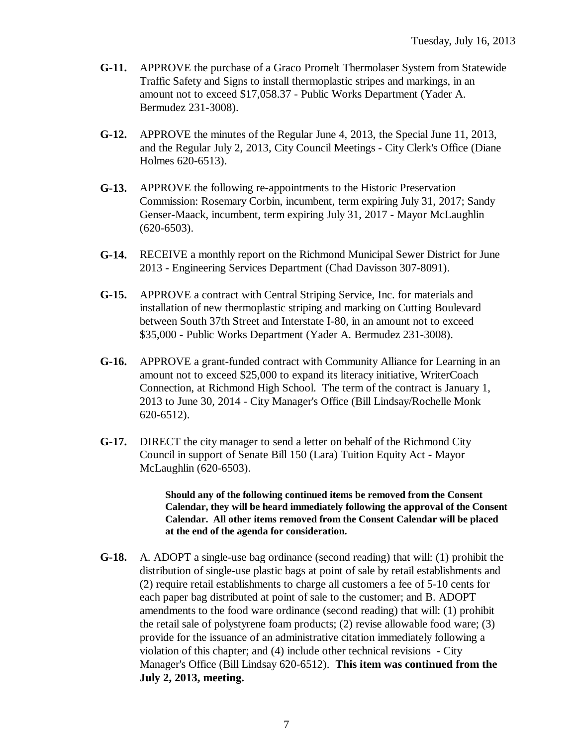**G-11.** APPROVE the purchase of a Graco Promelt Thermolaser System from Statewide Traffic Safety and Signs to install thermoplastic stripes and markings, in an amount not to exceed $17,058.37 - Public Works Department (Yader A. Bermudez 231-3008).

**G-12.** APPROVE the minutes of the Regular June 4, 2013, the Special June 11, 2013, and the Regular July 2, 2013, City Council Meetings - City Clerk's Office (Diane Holmes 620-6513).

**G-13.** APPROVE the following re-appointments to the Historic Preservation Commission: Rosemary Corbin, incumbent, term expiring July 31, 2017; Sandy Genser-Maack, incumbent, term expiring July 31, 2017 - Mayor McLaughlin (620-6503).

**G-14.** RECEIVE a monthly report on the Richmond Municipal Sewer District for June 2013 - Engineering Services Department (Chad Davisson 307-8091).

**G-15.** APPROVE a contract with Central Striping Service, Inc. for materials and installation of new thermoplastic striping and marking on Cutting Boulevard between South 37th Street and Interstate I-80, in an amount not to exceed $35,000 - Public Works Department (Yader A. Bermudez 231-3008).

**G-16.** APPROVE a grant-funded contract with Community Alliance for Learning in an amount not to exceed $25,000 to expand its literacy initiative, WriterCoach Connection, at Richmond High School. The term of the contract is January 1, 2013 to June 30, 2014 - City Manager's Office (Bill Lindsay/Rochelle Monk 620-6512).

**G-17.** DIRECT the city manager to send a letter on behalf of the Richmond City Council in support of Senate Bill 150 (Lara) Tuition Equity Act - Mayor McLaughlin (620-6503).

**Should any of the following continued items be removed from the Consent Calendar, they will be heard immediately following the approval of the Consent Calendar. All other items removed from the Consent Calendar will be placed at the end of the agenda for consideration.**

**G-18.** A. ADOPT a single-use bag ordinance (second reading) that will: (1) prohibit the distribution of single-use plastic bags at point of sale by retail establishments and (2) require retail establishments to charge all customers a fee of 5-10 cents for each paper bag distributed at point of sale to the customer; and B. ADOPT amendments to the food ware ordinance (second reading) that will: (1) prohibit the retail sale of polystyrene foam products; (2) revise allowable food ware; (3) provide for the issuance of an administrative citation immediately following a violation of this chapter; and (4) include other technical revisions - City Manager's Office (Bill Lindsay 620-6512). **This item was continued from the July 2, 2013, meeting.**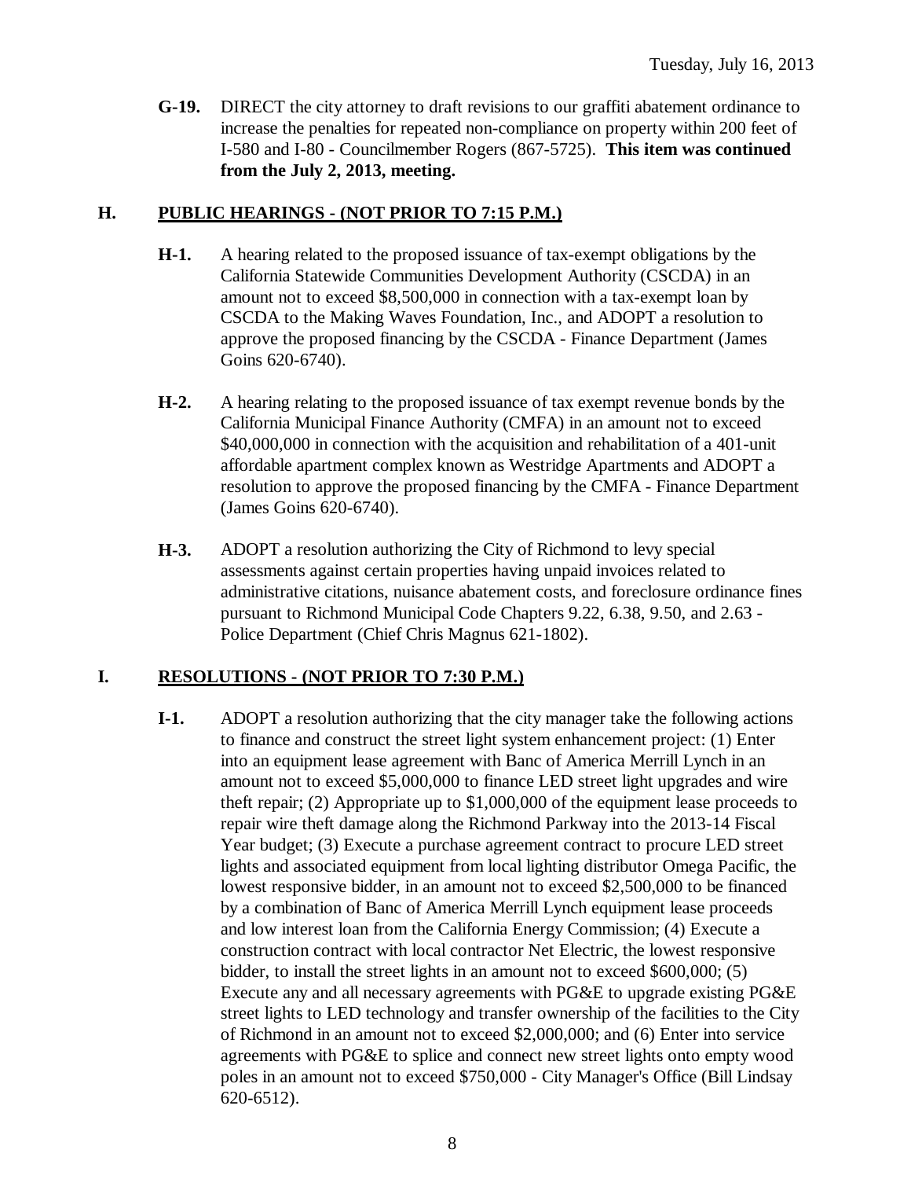**G-19.** DIRECT the city attorney to draft revisions to our graffiti abatement ordinance to increase the penalties for repeated non-compliance on property within 200 feet of I-580 and I-80 - Councilmember Rogers (867-5725). **This item was continued from the July 2, 2013, meeting.**

## H. PUBLIC HEARINGS - (NOT PRIOR TO 7:15 P.M.)

**H-1.** A hearing related to the proposed issuance of tax-exempt obligations by the California Statewide Communities Development Authority (CSCDA) in an amount not to exceed \$8,500,000 in connection with a tax-exempt loan by CSCDA to the Making Waves Foundation, Inc., and ADOPT a resolution to approve the proposed financing by the CSCDA - Finance Department (James Goins 620-6740).

**H-2.** A hearing relating to the proposed issuance of tax exempt revenue bonds by the California Municipal Finance Authority (CMFA) in an amount not to exceed \$40,000,000 in connection with the acquisition and rehabilitation of a 401-unit affordable apartment complex known as Westridge Apartments and ADOPT a resolution to approve the proposed financing by the CMFA - Finance Department (James Goins 620-6740).

**H-3.** ADOPT a resolution authorizing the City of Richmond to levy special assessments against certain properties having unpaid invoices related to administrative citations, nuisance abatement costs, and foreclosure ordinance fines pursuant to Richmond Municipal Code Chapters 9.22, 6.38, 9.50, and 2.63 - Police Department (Chief Chris Magnus 621-1802).

## I. RESOLUTIONS - (NOT PRIOR TO 7:30 P.M.)

**I-1.** ADOPT a resolution authorizing that the city manager take the following actions to finance and construct the street light system enhancement project: (1) Enter into an equipment lease agreement with Banc of America Merrill Lynch in an amount not to exceed \$5,000,000 to finance LED street light upgrades and wire theft repair; (2) Appropriate up to \$1,000,000 of the equipment lease proceeds to repair wire theft damage along the Richmond Parkway into the 2013-14 Fiscal Year budget; (3) Execute a purchase agreement contract to procure LED street lights and associated equipment from local lighting distributor Omega Pacific, the lowest responsive bidder, in an amount not to exceed \$2,500,000 to be financed by a combination of Banc of America Merrill Lynch equipment lease proceeds and low interest loan from the California Energy Commission; (4) Execute a construction contract with local contractor Net Electric, the lowest responsive bidder, to install the street lights in an amount not to exceed \$600,000; (5) Execute any and all necessary agreements with PG&E to upgrade existing PG&E street lights to LED technology and transfer ownership of the facilities to the City of Richmond in an amount not to exceed \$2,000,000; and (6) Enter into service agreements with PG&E to splice and connect new street lights onto empty wood poles in an amount not to exceed \$750,000 - City Manager's Office (Bill Lindsay 620-6512).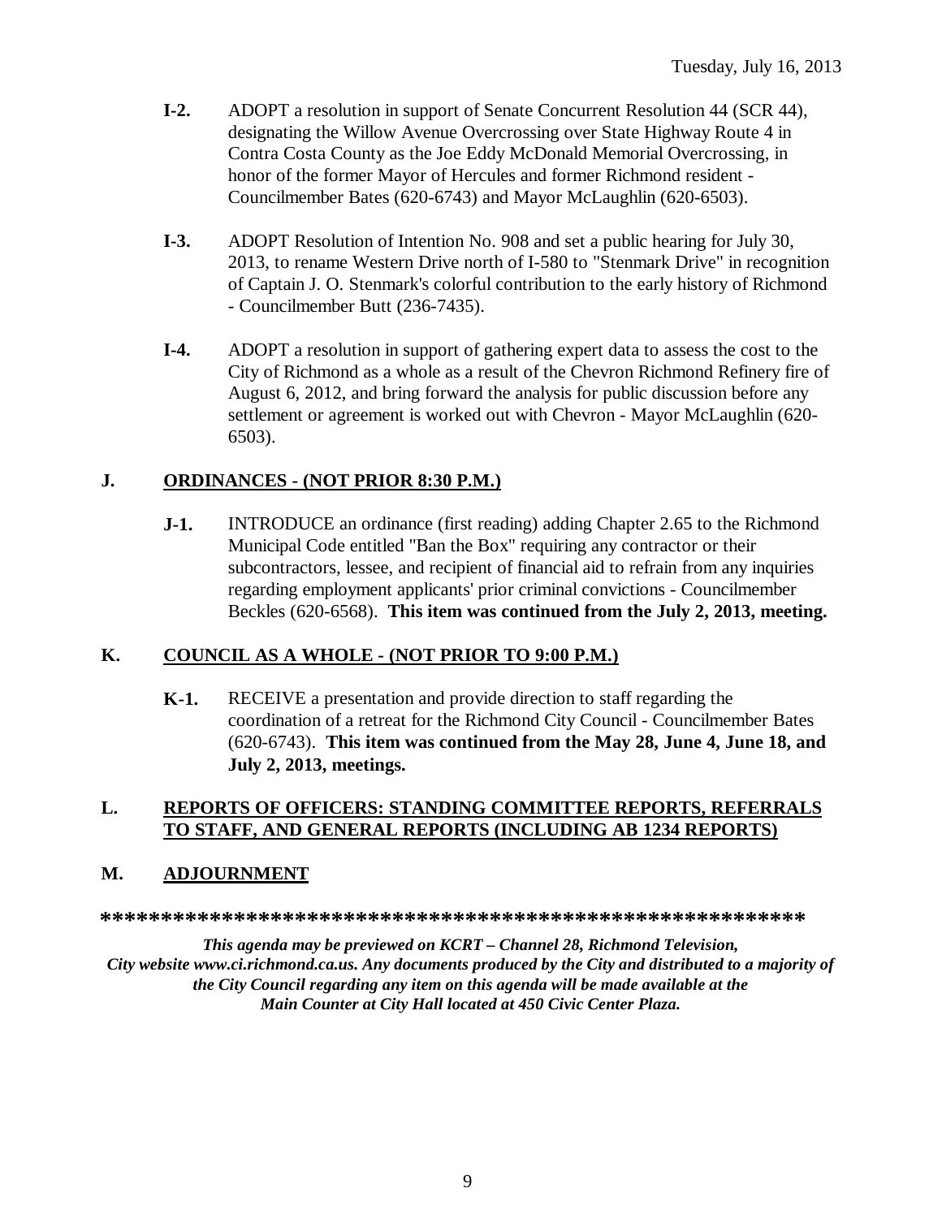**I-2.** ADOPT a resolution in support of Senate Concurrent Resolution 44 (SCR 44), designating the Willow Avenue Overcrossing over State Highway Route 4 in Contra Costa County as the Joe Eddy McDonald Memorial Overcrossing, in honor of the former Mayor of Hercules and former Richmond resident - Councilmember Bates (620-6743) and Mayor McLaughlin (620-6503).

**I-3.** ADOPT Resolution of Intention No. 908 and set a public hearing for July 30, 2013, to rename Western Drive north of I-580 to "Stenmark Drive" in recognition of Captain J. O. Stenmark's colorful contribution to the early history of Richmond - Councilmember Butt (236-7435).

**I-4.** ADOPT a resolution in support of gathering expert data to assess the cost to the City of Richmond as a whole as a result of the Chevron Richmond Refinery fire of August 6, 2012, and bring forward the analysis for public discussion before any settlement or agreement is worked out with Chevron - Mayor McLaughlin (620-6503).

## J. ORDINANCES - (NOT PRIOR 8:30 P.M.)

**J-1.** INTRODUCE an ordinance (first reading) adding Chapter 2.65 to the Richmond Municipal Code entitled "Ban the Box" requiring any contractor or their subcontractors, lessee, and recipient of financial aid to refrain from any inquiries regarding employment applicants' prior criminal convictions - Councilmember Beckles (620-6568). **This item was continued from the July 2, 2013, meeting.**

## K. COUNCIL AS A WHOLE - (NOT PRIOR TO 9:00 P.M.)

**K-1.** RECEIVE a presentation and provide direction to staff regarding the coordination of a retreat for the Richmond City Council - Councilmember Bates (620-6743). **This item was continued from the May 28, June 4, June 18, and July 2, 2013, meetings.**

## L. REPORTS OF OFFICERS: STANDING COMMITTEE REPORTS, REFERRALS TO STAFF, AND GENERAL REPORTS (INCLUDING AB 1234 REPORTS)

## M. ADJOURNMENT

**************************************************************

***This agenda may be previewed on KCRT – Channel 28, Richmond Television, City website www.ci.richmond.ca.us. Any documents produced by the City and distributed to a majority of the City Council regarding any item on this agenda will be made available at the Main Counter at City Hall located at 450 Civic Center Plaza.***